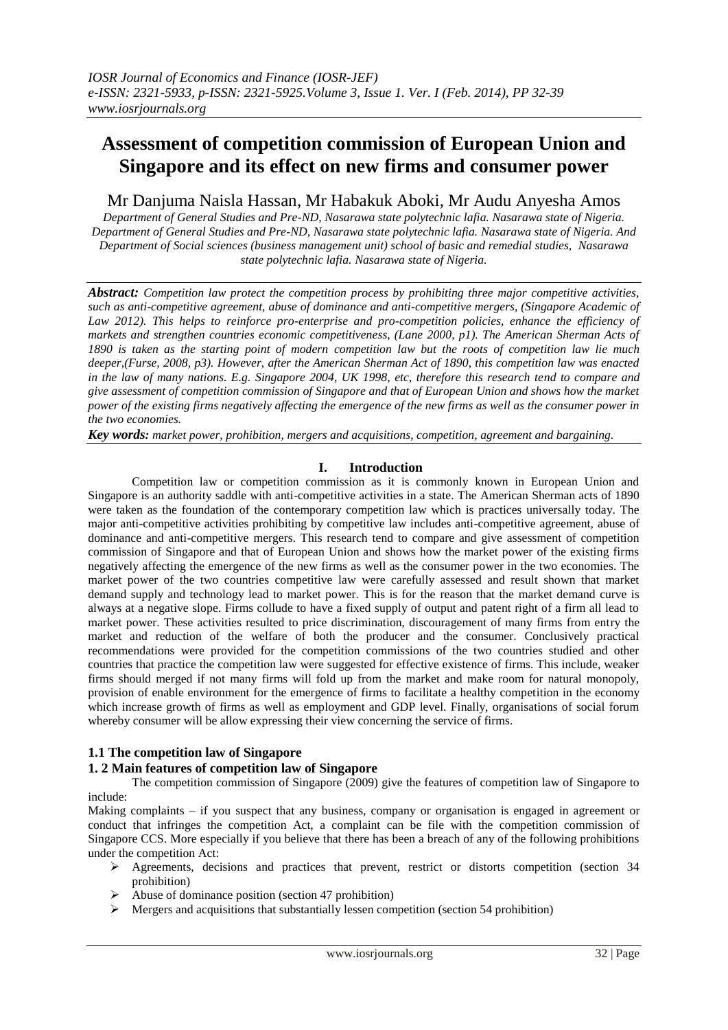# Assessment of competition commission of European Union and Singapore and its effect on new firms and consumer power

Mr Danjuma Naisla Hassan, Mr Habakuk Aboki, Mr Audu Anyesha Amos

*Department of General Studies and Pre-ND, Nasarawa state polytechnic lafia. Nasarawa state of Nigeria. Department of General Studies and Pre-ND, Nasarawa state polytechnic lafia. Nasarawa state of Nigeria. And Department of Social sciences (business management unit) school of basic and remedial studies, Nasarawa state polytechnic lafia. Nasarawa state of Nigeria.*

***Abstract:*** *Competition law protect the competition process by prohibiting three major competitive activities, such as anti-competitive agreement, abuse of dominance and anti-competitive mergers, (Singapore Academic of Law 2012). This helps to reinforce pro-enterprise and pro-competition policies, enhance the efficiency of markets and strengthen countries economic competitiveness, (Lane 2000, p1). The American Sherman Acts of 1890 is taken as the starting point of modern competition law but the roots of competition law lie much deeper,(Furse, 2008, p3). However, after the American Sherman Act of 1890, this competition law was enacted in the law of many nations. E.g. Singapore 2004, UK 1998, etc, therefore this research tend to compare and give assessment of competition commission of Singapore and that of European Union and shows how the market power of the existing firms negatively affecting the emergence of the new firms as well as the consumer power in the two economies.*

***Key words:*** *market power, prohibition, mergers and acquisitions, competition, agreement and bargaining.*

## I. Introduction

Competition law or competition commission as it is commonly known in European Union and Singapore is an authority saddle with anti-competitive activities in a state. The American Sherman acts of 1890 were taken as the foundation of the contemporary competition law which is practices universally today. The major anti-competitive activities prohibiting by competitive law includes anti-competitive agreement, abuse of dominance and anti-competitive mergers. This research tend to compare and give assessment of competition commission of Singapore and that of European Union and shows how the market power of the existing firms negatively affecting the emergence of the new firms as well as the consumer power in the two economies. The market power of the two countries competitive law were carefully assessed and result shown that market demand supply and technology lead to market power. This is for the reason that the market demand curve is always at a negative slope. Firms collude to have a fixed supply of output and patent right of a firm all lead to market power. These activities resulted to price discrimination, discouragement of many firms from entry the market and reduction of the welfare of both the producer and the consumer. Conclusively practical recommendations were provided for the competition commissions of the two countries studied and other countries that practice the competition law were suggested for effective existence of firms. This include, weaker firms should merged if not many firms will fold up from the market and make room for natural monopoly, provision of enable environment for the emergence of firms to facilitate a healthy competition in the economy which increase growth of firms as well as employment and GDP level. Finally, organisations of social forum whereby consumer will be allow expressing their view concerning the service of firms.

### 1.1 The competition law of Singapore

### 1. 2 Main features of competition law of Singapore

The competition commission of Singapore (2009) give the features of competition law of Singapore to include:

Making complaints – if you suspect that any business, company or organisation is engaged in agreement or conduct that infringes the competition Act, a complaint can be file with the competition commission of Singapore CCS. More especially if you believe that there has been a breach of any of the following prohibitions under the competition Act:

- Agreements, decisions and practices that prevent, restrict or distorts competition (section 34 prohibition)
- Abuse of dominance position (section 47 prohibition)
- Mergers and acquisitions that substantially lessen competition (section 54 prohibition)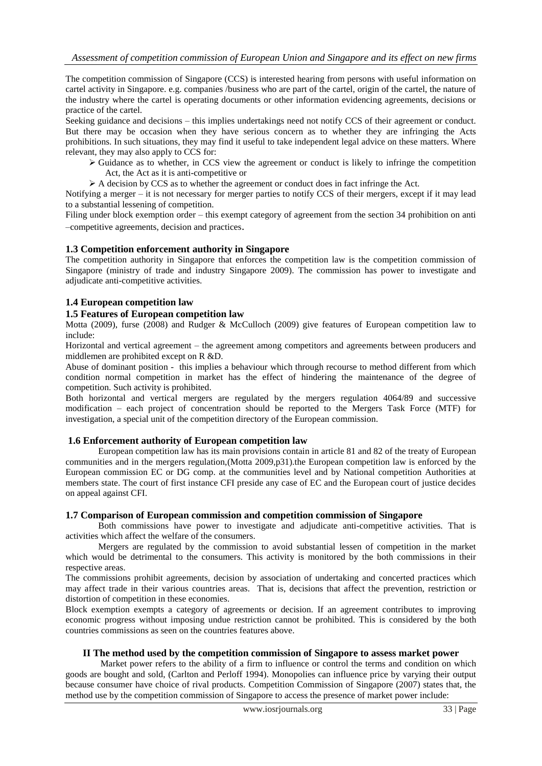The competition commission of Singapore (CCS) is interested hearing from persons with useful information on cartel activity in Singapore. e.g. companies /business who are part of the cartel, origin of the cartel, the nature of the industry where the cartel is operating documents or other information evidencing agreements, decisions or practice of the cartel.

Seeking guidance and decisions – this implies undertakings need not notify CCS of their agreement or conduct. But there may be occasion when they have serious concern as to whether they are infringing the Acts prohibitions. In such situations, they may find it useful to take independent legal advice on these matters. Where relevant, they may also apply to CCS for:

- Guidance as to whether, in CCS view the agreement or conduct is likely to infringe the competition Act, the Act as it is anti-competitive or
- A decision by CCS as to whether the agreement or conduct does in fact infringe the Act.

Notifying a merger – it is not necessary for merger parties to notify CCS of their mergers, except if it may lead to a substantial lessening of competition.

Filing under block exemption order – this exempt category of agreement from the section 34 prohibition on anti –competitive agreements, decision and practices.

### 1.3 Competition enforcement authority in Singapore

The competition authority in Singapore that enforces the competition law is the competition commission of Singapore (ministry of trade and industry Singapore 2009). The commission has power to investigate and adjudicate anti-competitive activities.

### 1.4 European competition law

### 1.5 Features of European competition law

Motta (2009), furse (2008) and Rudger & McCulloch (2009) give features of European competition law to include:

Horizontal and vertical agreement – the agreement among competitors and agreements between producers and middlemen are prohibited except on R &D.

Abuse of dominant position - this implies a behaviour which through recourse to method different from which condition normal competition in market has the effect of hindering the maintenance of the degree of competition. Such activity is prohibited.

Both horizontal and vertical mergers are regulated by the mergers regulation 4064/89 and successive modification – each project of concentration should be reported to the Mergers Task Force (MTF) for investigation, a special unit of the competition directory of the European commission.

### 1.6 Enforcement authority of European competition law

European competition law has its main provisions contain in article 81 and 82 of the treaty of European communities and in the mergers regulation,(Motta 2009,p31).the European competition law is enforced by the European commission EC or DG comp. at the communities level and by National competition Authorities at members state. The court of first instance CFI preside any case of EC and the European court of justice decides on appeal against CFI.

### 1.7 Comparison of European commission and competition commission of Singapore

Both commissions have power to investigate and adjudicate anti-competitive activities. That is activities which affect the welfare of the consumers.

Mergers are regulated by the commission to avoid substantial lessen of competition in the market which would be detrimental to the consumers. This activity is monitored by the both commissions in their respective areas.

The commissions prohibit agreements, decision by association of undertaking and concerted practices which may affect trade in their various countries areas. That is, decisions that affect the prevention, restriction or distortion of competition in these economies.

Block exemption exempts a category of agreements or decision. If an agreement contributes to improving economic progress without imposing undue restriction cannot be prohibited. This is considered by the both countries commissions as seen on the countries features above.

## II The method used by the competition commission of Singapore to assess market power

Market power refers to the ability of a firm to influence or control the terms and condition on which goods are bought and sold, (Carlton and Perloff 1994). Monopolies can influence price by varying their output because consumer have choice of rival products. Competition Commission of Singapore (2007) states that, the method use by the competition commission of Singapore to access the presence of market power include: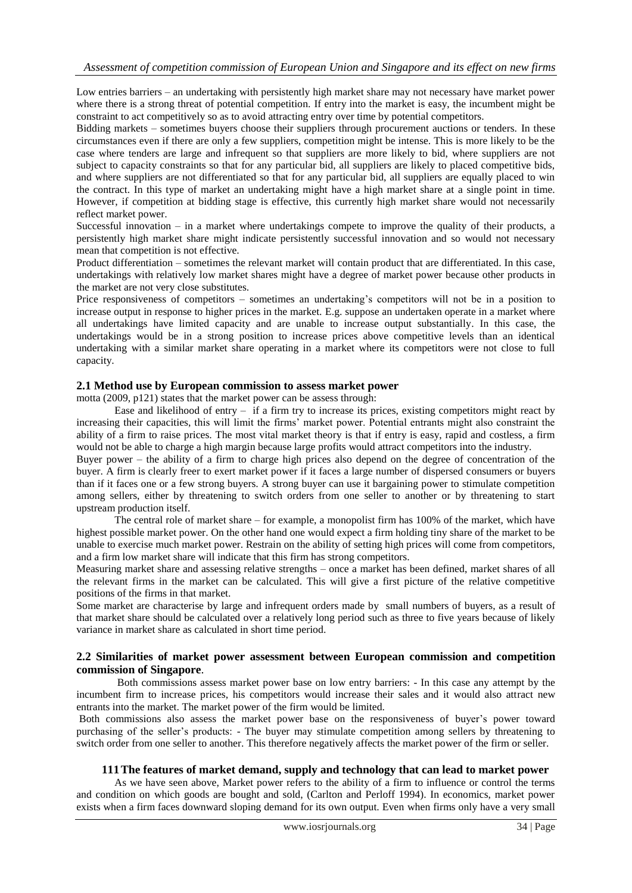Low entries barriers – an undertaking with persistently high market share may not necessary have market power where there is a strong threat of potential competition. If entry into the market is easy, the incumbent might be constraint to act competitively so as to avoid attracting entry over time by potential competitors.

Bidding markets – sometimes buyers choose their suppliers through procurement auctions or tenders. In these circumstances even if there are only a few suppliers, competition might be intense. This is more likely to be the case where tenders are large and infrequent so that suppliers are more likely to bid, where suppliers are not subject to capacity constraints so that for any particular bid, all suppliers are likely to placed competitive bids, and where suppliers are not differentiated so that for any particular bid, all suppliers are equally placed to win the contract. In this type of market an undertaking might have a high market share at a single point in time. However, if competition at bidding stage is effective, this currently high market share would not necessarily reflect market power.

Successful innovation – in a market where undertakings compete to improve the quality of their products, a persistently high market share might indicate persistently successful innovation and so would not necessary mean that competition is not effective.

Product differentiation – sometimes the relevant market will contain product that are differentiated. In this case, undertakings with relatively low market shares might have a degree of market power because other products in the market are not very close substitutes.

Price responsiveness of competitors – sometimes an undertaking's competitors will not be in a position to increase output in response to higher prices in the market. E.g. suppose an undertaken operate in a market where all undertakings have limited capacity and are unable to increase output substantially. In this case, the undertakings would be in a strong position to increase prices above competitive levels than an identical undertaking with a similar market share operating in a market where its competitors were not close to full capacity.

## 2.1 Method use by European commission to assess market power

motta (2009, p121) states that the market power can be assess through:

Ease and likelihood of entry – if a firm try to increase its prices, existing competitors might react by increasing their capacities, this will limit the firms' market power. Potential entrants might also constraint the ability of a firm to raise prices. The most vital market theory is that if entry is easy, rapid and costless, a firm would not be able to charge a high margin because large profits would attract competitors into the industry.

Buyer power – the ability of a firm to charge high prices also depend on the degree of concentration of the buyer. A firm is clearly freer to exert market power if it faces a large number of dispersed consumers or buyers than if it faces one or a few strong buyers. A strong buyer can use it bargaining power to stimulate competition among sellers, either by threatening to switch orders from one seller to another or by threatening to start upstream production itself.

The central role of market share – for example, a monopolist firm has 100% of the market, which have highest possible market power. On the other hand one would expect a firm holding tiny share of the market to be unable to exercise much market power. Restrain on the ability of setting high prices will come from competitors, and a firm low market share will indicate that this firm has strong competitors.

Measuring market share and assessing relative strengths – once a market has been defined, market shares of all the relevant firms in the market can be calculated. This will give a first picture of the relative competitive positions of the firms in that market.

Some market are characterise by large and infrequent orders made by small numbers of buyers, as a result of that market share should be calculated over a relatively long period such as three to five years because of likely variance in market share as calculated in short time period.

## 2.2 Similarities of market power assessment between European commission and competition commission of Singapore.

Both commissions assess market power base on low entry barriers: - In this case any attempt by the incumbent firm to increase prices, his competitors would increase their sales and it would also attract new entrants into the market. The market power of the firm would be limited.

Both commissions also assess the market power base on the responsiveness of buyer's power toward purchasing of the seller's products: - The buyer may stimulate competition among sellers by threatening to switch order from one seller to another. This therefore negatively affects the market power of the firm or seller.

## 111 The features of market demand, supply and technology that can lead to market power

As we have seen above, Market power refers to the ability of a firm to influence or control the terms and condition on which goods are bought and sold, (Carlton and Perloff 1994). In economics, market power exists when a firm faces downward sloping demand for its own output. Even when firms only have a very small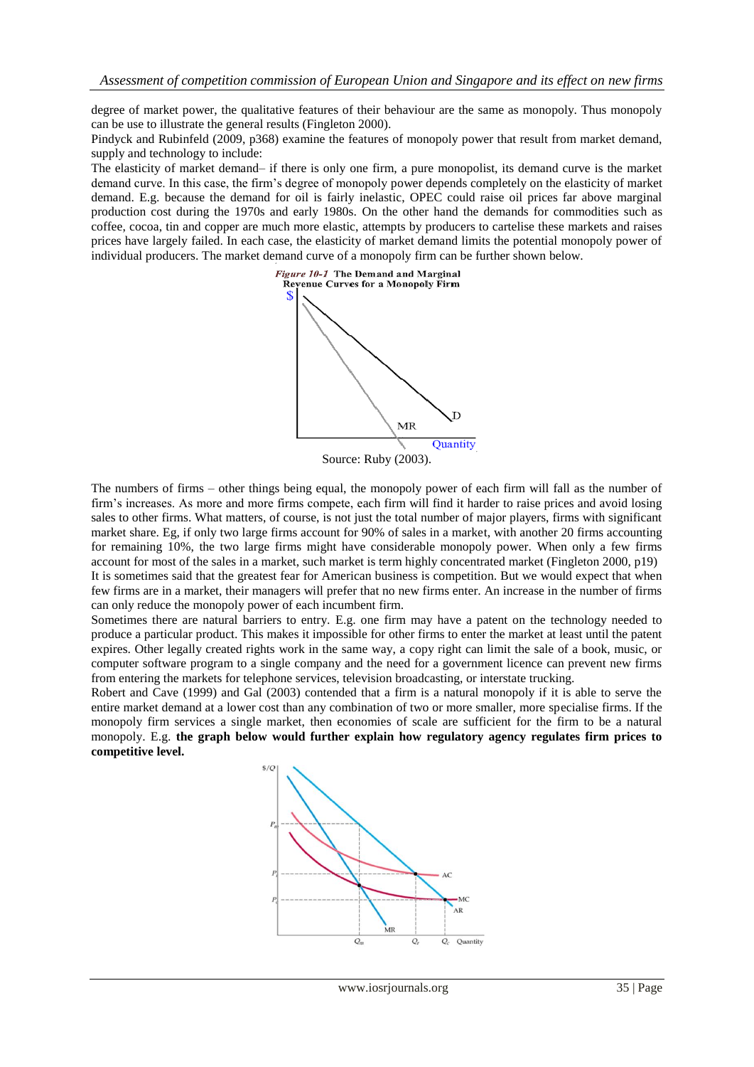degree of market power, the qualitative features of their behaviour are the same as monopoly. Thus monopoly can be use to illustrate the general results (Fingleton 2000).

Pindyck and Rubinfeld (2009, p368) examine the features of monopoly power that result from market demand, supply and technology to include:

The elasticity of market demand– if there is only one firm, a pure monopolist, its demand curve is the market demand curve. In this case, the firm's degree of monopoly power depends completely on the elasticity of market demand. E.g. because the demand for oil is fairly inelastic, OPEC could raise oil prices far above marginal production cost during the 1970s and early 1980s. On the other hand the demands for commodities such as coffee, cocoa, tin and copper are much more elastic, attempts by producers to cartelise these markets and raises prices have largely failed. In each case, the elasticity of market demand limits the potential monopoly power of individual producers. The market demand curve of a monopoly firm can be further shown below.

*Figure 10-1* **The Demand and Marginal Revenue Curves for a Monopoly Firm**

Source: Ruby (2003).

The numbers of firms – other things being equal, the monopoly power of each firm will fall as the number of firm's increases. As more and more firms compete, each firm will find it harder to raise prices and avoid losing sales to other firms. What matters, of course, is not just the total number of major players, firms with significant market share. Eg, if only two large firms account for 90% of sales in a market, with another 20 firms accounting for remaining 10%, the two large firms might have considerable monopoly power. When only a few firms account for most of the sales in a market, such market is term highly concentrated market (Fingleton 2000, p19)

It is sometimes said that the greatest fear for American business is competition. But we would expect that when few firms are in a market, their managers will prefer that no new firms enter. An increase in the number of firms can only reduce the monopoly power of each incumbent firm.

Sometimes there are natural barriers to entry. E.g. one firm may have a patent on the technology needed to produce a particular product. This makes it impossible for other firms to enter the market at least until the patent expires. Other legally created rights work in the same way, a copy right can limit the sale of a book, music, or computer software program to a single company and the need for a government licence can prevent new firms from entering the markets for telephone services, television broadcasting, or interstate trucking.

Robert and Cave (1999) and Gal (2003) contended that a firm is a natural monopoly if it is able to serve the entire market demand at a lower cost than any combination of two or more smaller, more specialise firms. If the monopoly firm services a single market, then economies of scale are sufficient for the firm to be a natural monopoly. E.g. **the graph below would further explain how regulatory agency regulates firm prices to competitive level.**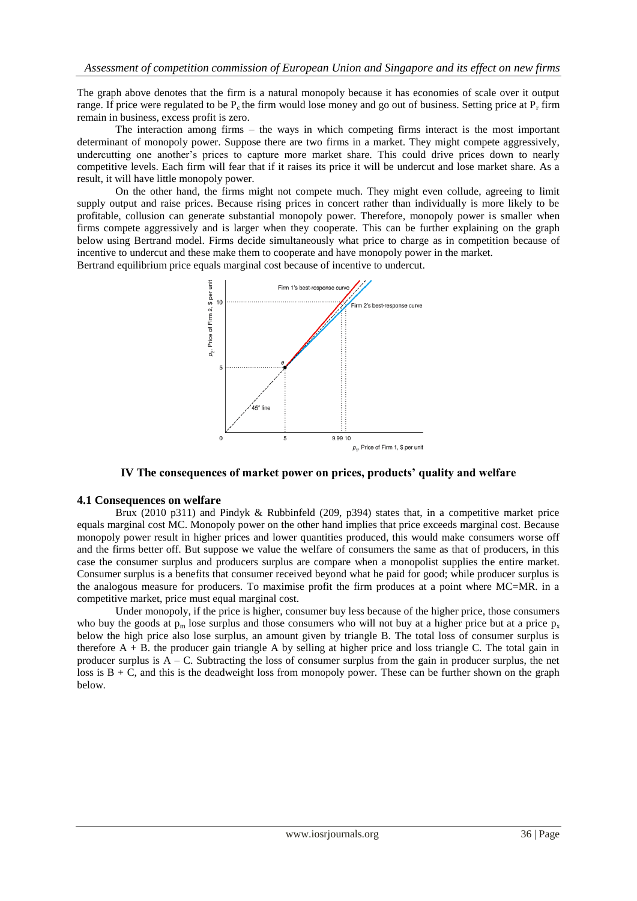The graph above denotes that the firm is a natural monopoly because it has economies of scale over it output range. If price were regulated to be $P_c$ the firm would lose money and go out of business. Setting price at $P_r$ firm remain in business, excess profit is zero.

The interaction among firms – the ways in which competing firms interact is the most important determinant of monopoly power. Suppose there are two firms in a market. They might compete aggressively, undercutting one another's prices to capture more market share. This could drive prices down to nearly competitive levels. Each firm will fear that if it raises its price it will be undercut and lose market share. As a result, it will have little monopoly power.

On the other hand, the firms might not compete much. They might even collude, agreeing to limit supply output and raise prices. Because rising prices in concert rather than individually is more likely to be profitable, collusion can generate substantial monopoly power. Therefore, monopoly power is smaller when firms compete aggressively and is larger when they cooperate. This can be further explaining on the graph below using Bertrand model. Firms decide simultaneously what price to charge as in competition because of incentive to undercut and these make them to cooperate and have monopoly power in the market.

Bertrand equilibrium price equals marginal cost because of incentive to undercut.

## IV The consequences of market power on prices, products' quality and welfare

### 4.1 Consequences on welfare

Brux (2010 p311) and Pindyk & Rubbinfeld (209, p394) states that, in a competitive market price equals marginal cost MC. Monopoly power on the other hand implies that price exceeds marginal cost. Because monopoly power result in higher prices and lower quantities produced, this would make consumers worse off and the firms better off. But suppose we value the welfare of consumers the same as that of producers, in this case the consumer surplus and producers surplus are compare when a monopolist supplies the entire market. Consumer surplus is a benefits that consumer received beyond what he paid for good; while producer surplus is the analogous measure for producers. To maximise profit the firm produces at a point where MC=MR. in a competitive market, price must equal marginal cost.

Under monopoly, if the price is higher, consumer buy less because of the higher price, those consumers who buy the goods at $p_m$ lose surplus and those consumers who will not buy at a higher price but at a price $p_x$ below the high price also lose surplus, an amount given by triangle B. The total loss of consumer surplus is therefore A + B. the producer gain triangle A by selling at higher price and loss triangle C. The total gain in producer surplus is A – C. Subtracting the loss of consumer surplus from the gain in producer surplus, the net loss is B + C, and this is the deadweight loss from monopoly power. These can be further shown on the graph below.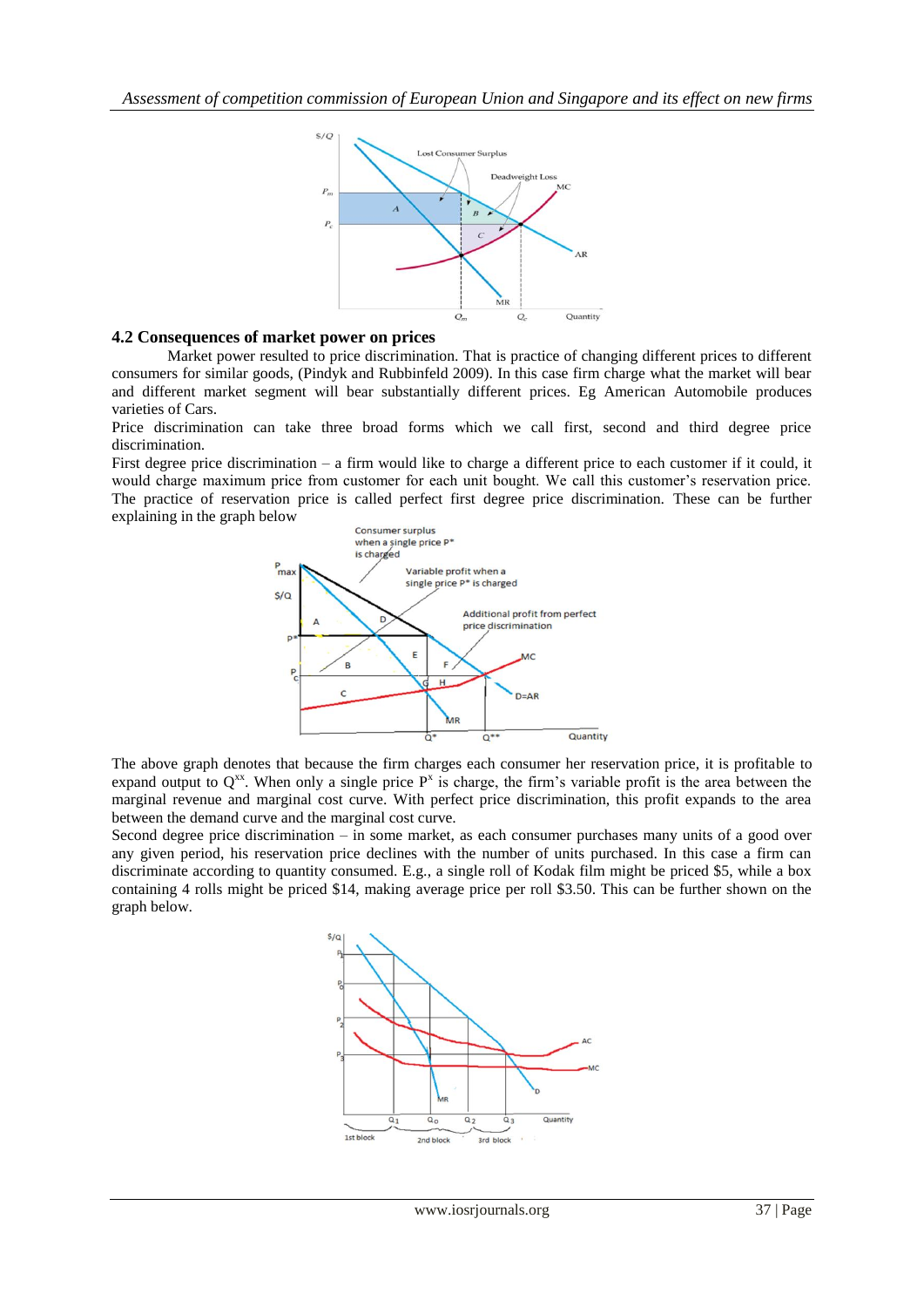### 4.2 Consequences of market power on prices

Market power resulted to price discrimination. That is practice of changing different prices to different consumers for similar goods, (Pindyk and Rubbinfeld 2009). In this case firm charge what the market will bear and different market segment will bear substantially different prices. Eg American Automobile produces varieties of Cars.

Price discrimination can take three broad forms which we call first, second and third degree price discrimination.

First degree price discrimination – a firm would like to charge a different price to each customer if it could, it would charge maximum price from customer for each unit bought. We call this customer's reservation price. The practice of reservation price is called perfect first degree price discrimination. These can be further explaining in the graph below

The above graph denotes that because the firm charges each consumer her reservation price, it is profitable to expand output to $Q^{xx}$. When only a single price $P^x$ is charge, the firm's variable profit is the area between the marginal revenue and marginal cost curve. With perfect price discrimination, this profit expands to the area between the demand curve and the marginal cost curve.

Second degree price discrimination – in some market, as each consumer purchases many units of a good over any given period, his reservation price declines with the number of units purchased. In this case a firm can discriminate according to quantity consumed. E.g., a single roll of Kodak film might be priced $5, while a box containing 4 rolls might be priced $14, making average price per roll $3.50. This can be further shown on the graph below.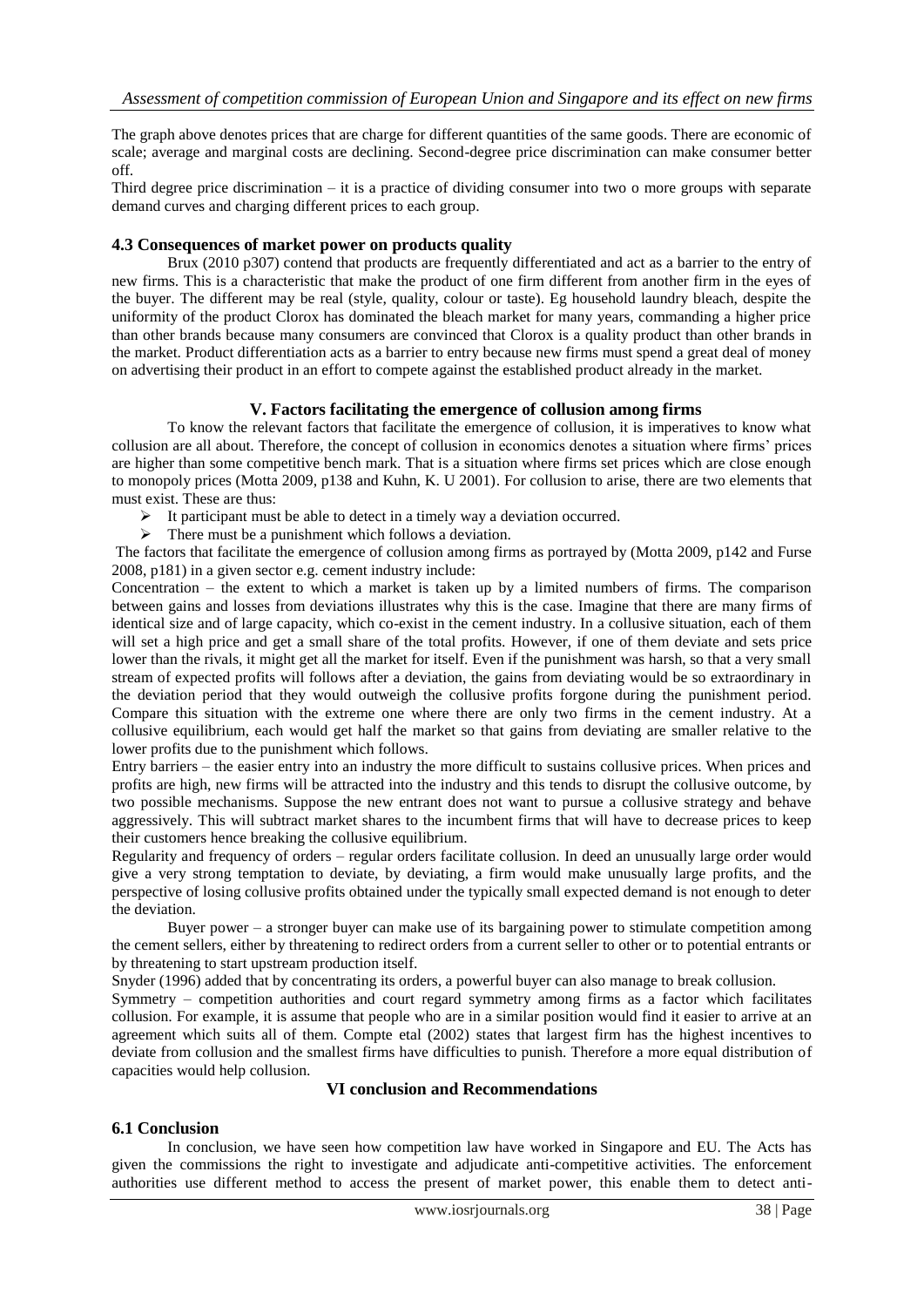The graph above denotes prices that are charge for different quantities of the same goods. There are economic of scale; average and marginal costs are declining. Second-degree price discrimination can make consumer better off.

Third degree price discrimination – it is a practice of dividing consumer into two o more groups with separate demand curves and charging different prices to each group.

### 4.3 Consequences of market power on products quality

Brux (2010 p307) contend that products are frequently differentiated and act as a barrier to the entry of new firms. This is a characteristic that make the product of one firm different from another firm in the eyes of the buyer. The different may be real (style, quality, colour or taste). Eg household laundry bleach, despite the uniformity of the product Clorox has dominated the bleach market for many years, commanding a higher price than other brands because many consumers are convinced that Clorox is a quality product than other brands in the market. Product differentiation acts as a barrier to entry because new firms must spend a great deal of money on advertising their product in an effort to compete against the established product already in the market.

## V. Factors facilitating the emergence of collusion among firms

To know the relevant factors that facilitate the emergence of collusion, it is imperatives to know what collusion are all about. Therefore, the concept of collusion in economics denotes a situation where firms' prices are higher than some competitive bench mark. That is a situation where firms set prices which are close enough to monopoly prices (Motta 2009, p138 and Kuhn, K. U 2001). For collusion to arise, there are two elements that must exist. These are thus:

- It participant must be able to detect in a timely way a deviation occurred.
- There must be a punishment which follows a deviation.

The factors that facilitate the emergence of collusion among firms as portrayed by (Motta 2009, p142 and Furse 2008, p181) in a given sector e.g. cement industry include:

Concentration – the extent to which a market is taken up by a limited numbers of firms. The comparison between gains and losses from deviations illustrates why this is the case. Imagine that there are many firms of identical size and of large capacity, which co-exist in the cement industry. In a collusive situation, each of them will set a high price and get a small share of the total profits. However, if one of them deviate and sets price lower than the rivals, it might get all the market for itself. Even if the punishment was harsh, so that a very small stream of expected profits will follows after a deviation, the gains from deviating would be so extraordinary in the deviation period that they would outweigh the collusive profits forgone during the punishment period. Compare this situation with the extreme one where there are only two firms in the cement industry. At a collusive equilibrium, each would get half the market so that gains from deviating are smaller relative to the lower profits due to the punishment which follows.

Entry barriers – the easier entry into an industry the more difficult to sustains collusive prices. When prices and profits are high, new firms will be attracted into the industry and this tends to disrupt the collusive outcome, by two possible mechanisms. Suppose the new entrant does not want to pursue a collusive strategy and behave aggressively. This will subtract market shares to the incumbent firms that will have to decrease prices to keep their customers hence breaking the collusive equilibrium.

Regularity and frequency of orders – regular orders facilitate collusion. In deed an unusually large order would give a very strong temptation to deviate, by deviating, a firm would make unusually large profits, and the perspective of losing collusive profits obtained under the typically small expected demand is not enough to deter the deviation.

Buyer power – a stronger buyer can make use of its bargaining power to stimulate competition among the cement sellers, either by threatening to redirect orders from a current seller to other or to potential entrants or by threatening to start upstream production itself.

Snyder (1996) added that by concentrating its orders, a powerful buyer can also manage to break collusion.

Symmetry – competition authorities and court regard symmetry among firms as a factor which facilitates collusion. For example, it is assume that people who are in a similar position would find it easier to arrive at an agreement which suits all of them. Compte etal (2002) states that largest firm has the highest incentives to deviate from collusion and the smallest firms have difficulties to punish. Therefore a more equal distribution of capacities would help collusion.

## VI conclusion and Recommendations

### 6.1 Conclusion

In conclusion, we have seen how competition law have worked in Singapore and EU. The Acts has given the commissions the right to investigate and adjudicate anti-competitive activities. The enforcement authorities use different method to access the present of market power, this enable them to detect anti-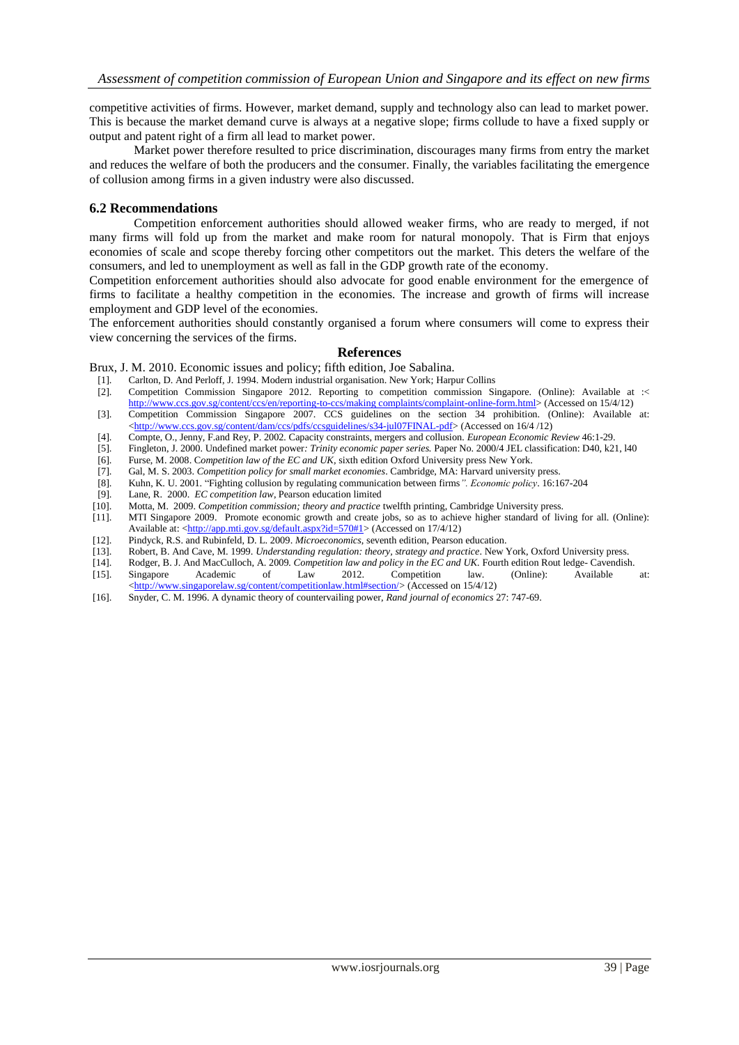competitive activities of firms. However, market demand, supply and technology also can lead to market power. This is because the market demand curve is always at a negative slope; firms collude to have a fixed supply or output and patent right of a firm all lead to market power.

Market power therefore resulted to price discrimination, discourages many firms from entry the market and reduces the welfare of both the producers and the consumer. Finally, the variables facilitating the emergence of collusion among firms in a given industry were also discussed.

### 6.2 Recommendations

Competition enforcement authorities should allowed weaker firms, who are ready to merged, if not many firms will fold up from the market and make room for natural monopoly. That is Firm that enjoys economies of scale and scope thereby forcing other competitors out the market. This deters the welfare of the consumers, and led to unemployment as well as fall in the GDP growth rate of the economy.

Competition enforcement authorities should also advocate for good enable environment for the emergence of firms to facilitate a healthy competition in the economies. The increase and growth of firms will increase employment and GDP level of the economies.

The enforcement authorities should constantly organised a forum where consumers will come to express their view concerning the services of the firms.

## References

Brux, J. M. 2010. Economic issues and policy; fifth edition, Joe Sabalina.

[1]. Carlton, D. And Perloff, J. 1994. Modern industrial organisation. New York; Harpur Collins

[2]. Competition Commission Singapore 2012. Reporting to competition commission Singapore. (Online): Available at :< http://www.ccs.gov.sg/content/ccs/en/reporting-to-ccs/making complaints/complaint-online-form.html> (Accessed on 15/4/12)

[3]. Competition Commission Singapore 2007. CCS guidelines on the section 34 prohibition. (Online): Available at: <http://www.ccs.gov.sg/content/dam/ccs/pdfs/ccsguidelines/s34-jul07FINAL-pdf> (Accessed on 16/4 /12)

[4]. Compte, O., Jenny, F.and Rey, P. 2002. Capacity constraints, mergers and collusion. *European Economic Review* 46:1-29.

[5]. Fingleton, J. 2000. Undefined market power: *Trinity economic paper series.* Paper No. 2000/4 JEL classification: D40, k21, l40

[6]. Furse, M. 2008. C*ompetition law of the EC and UK*, sixth edition Oxford University press New York.

[7]. Gal, M. S. 2003. *Competition policy for small market economies*. Cambridge, MA: Harvard university press.

[8]. Kuhn, K. U. 2001. "Fighting collusion by regulating communication between firms*". Economic policy*. 16:167-204

[9]. Lane, R. 2000. *EC competition law*, Pearson education limited

[10]. Motta, M. 2009. *Competition commission; theory and practice* twelfth printing, Cambridge University press.

[11]. MTI Singapore 2009. Promote economic growth and create jobs, so as to achieve higher standard of living for all. (Online): Available at: <http://app.mti.gov.sg/default.aspx?id=570#1> (Accessed on 17/4/12)

[12]. Pindyck, R.S. and Rubinfeld, D. L. 2009. *Microeconomics*, seventh edition, Pearson education.

[13]. Robert, B. And Cave, M. 1999. *Understanding regulation: theory, strategy and practice*. New York, Oxford University press.

[14]. Rodger, B. J. And MacCulloch, A. 2009*. Competition law and policy in the EC and UK*. Fourth edition Rout ledge- Cavendish.

[15]. Singapore Academic of Law 2012. Competition law. (Online): Available at: <http://www.singaporelaw.sg/content/competitionlaw.html#section/> (Accessed on 15/4/12)

[16]. Snyder, C. M. 1996. A dynamic theory of countervailing power, *Rand journal of economics* 27: 747-69.